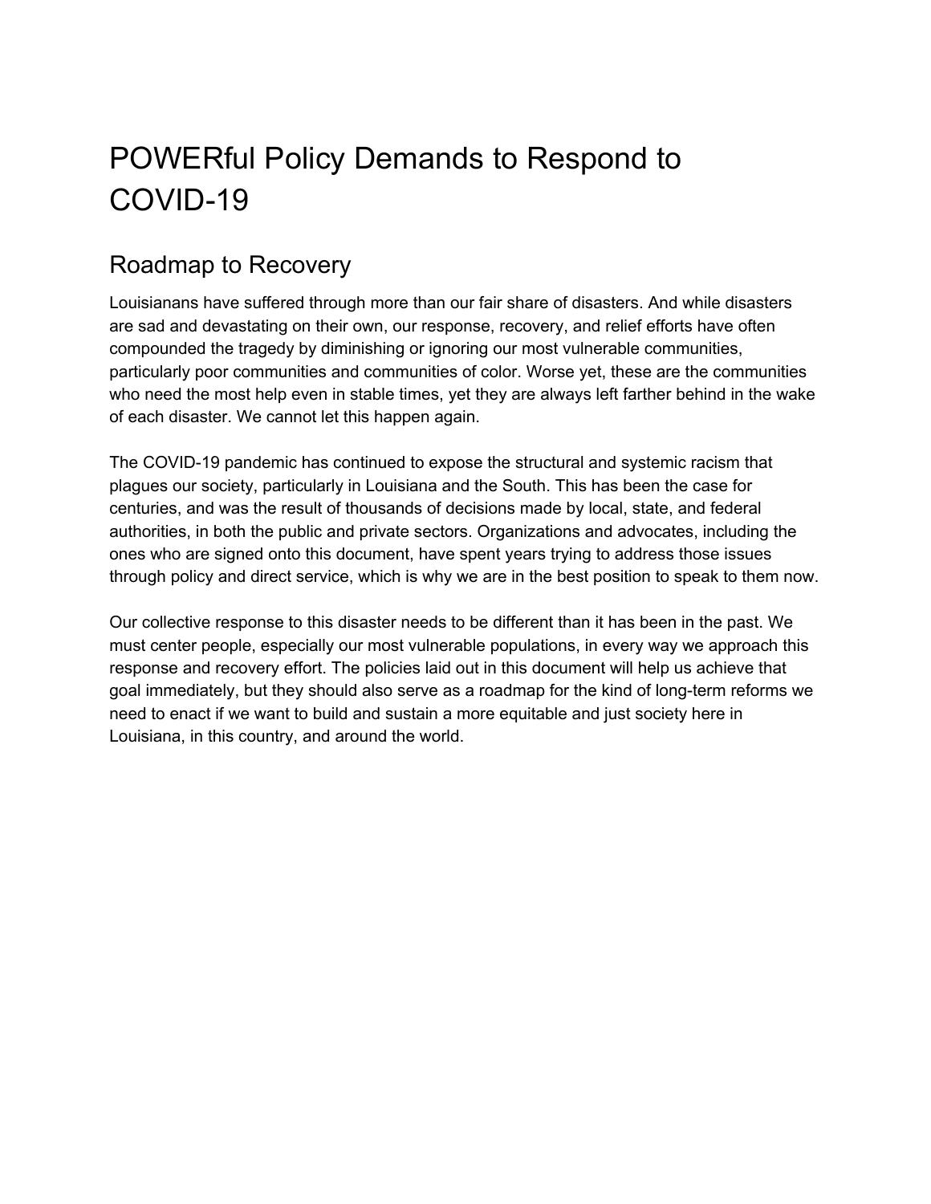# POWERful Policy Demands to Respond to COVID-19

## Roadmap to Recovery

Louisianans have suffered through more than our fair share of disasters. And while disasters are sad and devastating on their own, our response, recovery, and relief efforts have often compounded the tragedy by diminishing or ignoring our most vulnerable communities, particularly poor communities and communities of color. Worse yet, these are the communities who need the most help even in stable times, yet they are always left farther behind in the wake of each disaster. We cannot let this happen again.

The COVID-19 pandemic has continued to expose the structural and systemic racism that plagues our society, particularly in Louisiana and the South. This has been the case for centuries, and was the result of thousands of decisions made by local, state, and federal authorities, in both the public and private sectors. Organizations and advocates, including the ones who are signed onto this document, have spent years trying to address those issues through policy and direct service, which is why we are in the best position to speak to them now.

Our collective response to this disaster needs to be different than it has been in the past. We must center people, especially our most vulnerable populations, in every way we approach this response and recovery effort. The policies laid out in this document will help us achieve that goal immediately, but they should also serve as a roadmap for the kind of long-term reforms we need to enact if we want to build and sustain a more equitable and just society here in Louisiana, in this country, and around the world.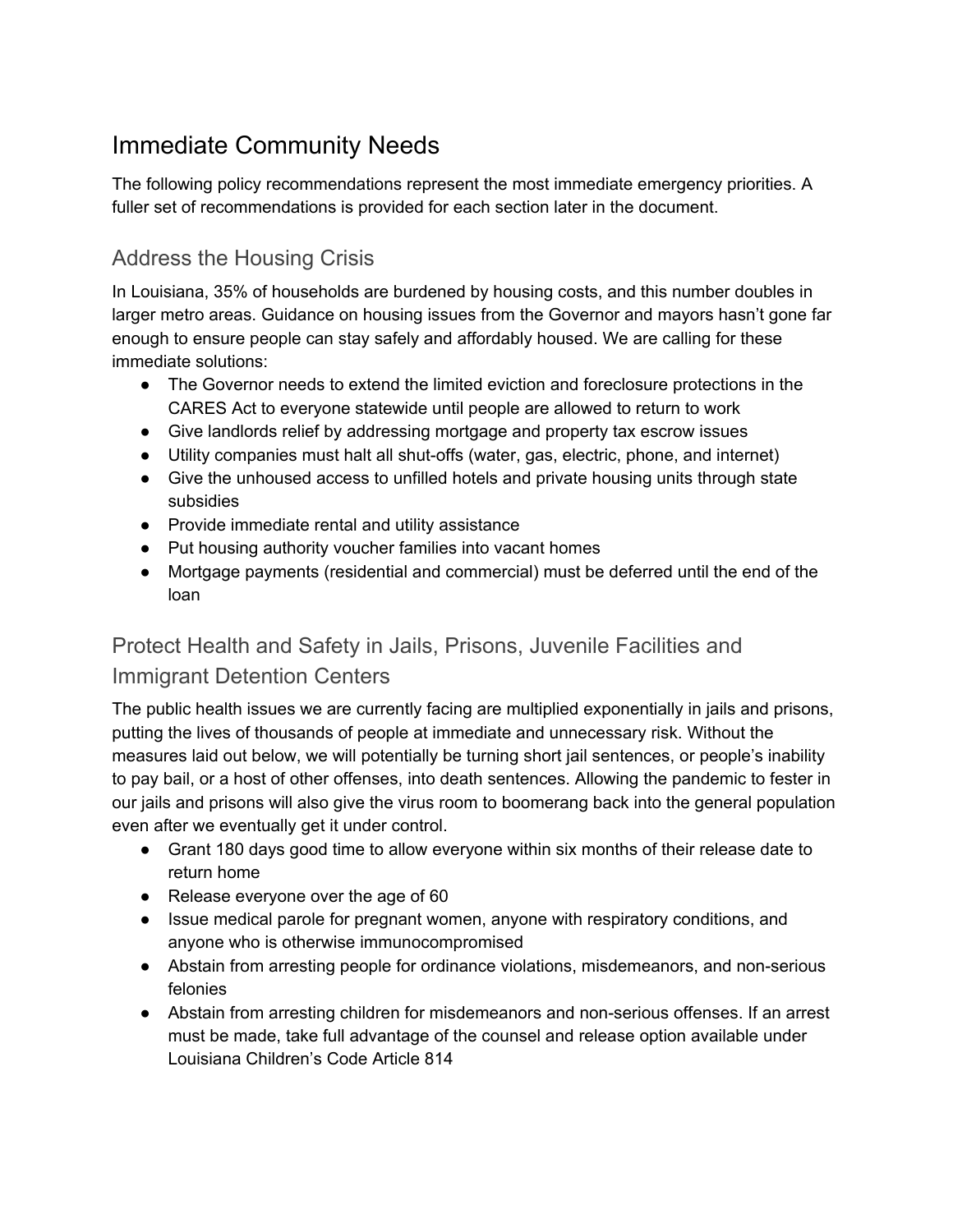# Immediate Community Needs

The following policy recommendations represent the most immediate emergency priorities. A fuller set of recommendations is provided for each section later in the document.

## Address the Housing Crisis

In Louisiana, 35% of households are burdened by housing costs, and this number doubles in larger metro areas. Guidance on housing issues from the Governor and mayors hasn't gone far enough to ensure people can stay safely and affordably housed. We are calling for these immediate solutions:

- The Governor needs to extend the limited eviction and foreclosure protections in the CARES Act to everyone statewide until people are allowed to return to work
- Give landlords relief by addressing mortgage and property tax escrow issues
- Utility companies must halt all shut-offs (water, gas, electric, phone, and internet)
- Give the unhoused access to unfilled hotels and private housing units through state subsidies
- Provide immediate rental and utility assistance
- Put housing authority voucher families into vacant homes
- Mortgage payments (residential and commercial) must be deferred until the end of the loan

## Protect Health and Safety in Jails, Prisons, Juvenile Facilities and Immigrant Detention Centers

The public health issues we are currently facing are multiplied exponentially in jails and prisons, putting the lives of thousands of people at immediate and unnecessary risk. Without the measures laid out below, we will potentially be turning short jail sentences, or people's inability to pay bail, or a host of other offenses, into death sentences. Allowing the pandemic to fester in our jails and prisons will also give the virus room to boomerang back into the general population even after we eventually get it under control.

- Grant 180 days good time to allow everyone within six months of their release date to return home
- Release everyone over the age of 60
- Issue medical parole for pregnant women, anyone with respiratory conditions, and anyone who is otherwise immunocompromised
- Abstain from arresting people for ordinance violations, misdemeanors, and non-serious felonies
- Abstain from arresting children for misdemeanors and non-serious offenses. If an arrest must be made, take full advantage of the counsel and release option available under Louisiana Children's Code Article 814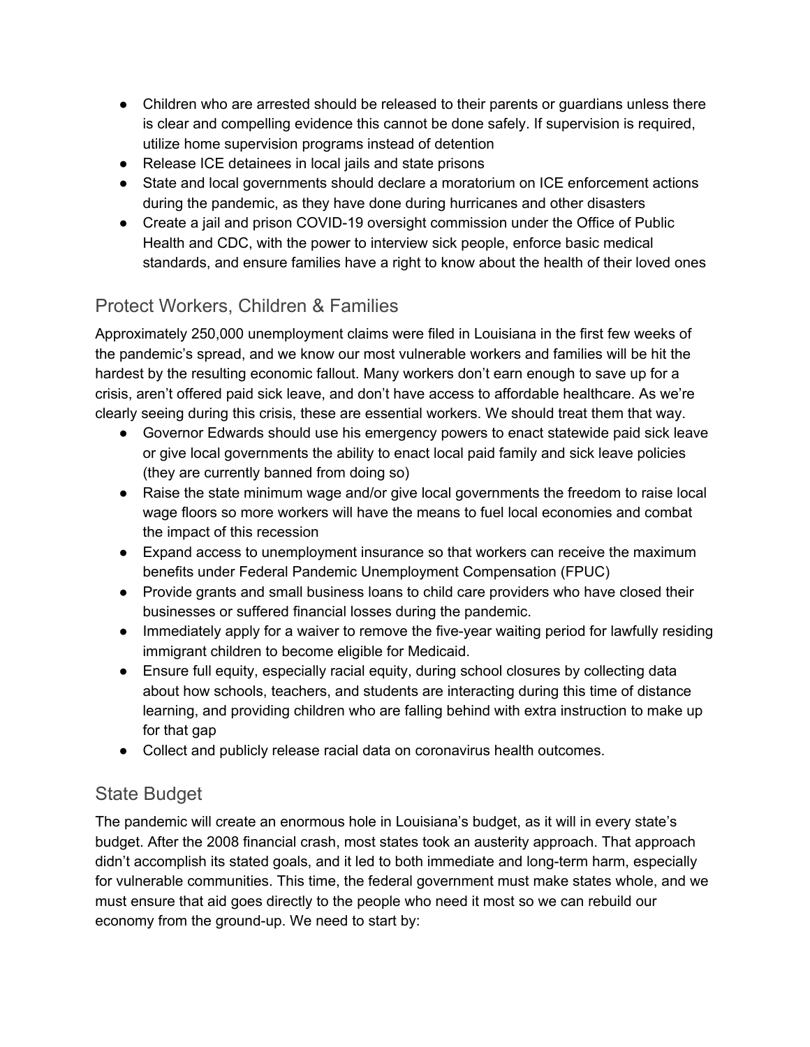- Children who are arrested should be released to their parents or guardians unless there is clear and compelling evidence this cannot be done safely. If supervision is required, utilize home supervision programs instead of detention
- Release ICE detainees in local jails and state prisons
- State and local governments should declare a moratorium on ICE enforcement actions during the pandemic, as they have done during hurricanes and other disasters
- Create a jail and prison COVID-19 oversight commission under the Office of Public Health and CDC, with the power to interview sick people, enforce basic medical standards, and ensure families have a right to know about the health of their loved ones

## Protect Workers, Children & Families

Approximately 250,000 unemployment claims were filed in Louisiana in the first few weeks of the pandemic's spread, and we know our most vulnerable workers and families will be hit the hardest by the resulting economic fallout. Many workers don't earn enough to save up for a crisis, aren't offered paid sick leave, and don't have access to affordable healthcare. As we're clearly seeing during this crisis, these are essential workers. We should treat them that way.

- Governor Edwards should use his emergency powers to enact statewide paid sick leave or give local governments the ability to enact local paid family and sick leave policies (they are currently banned from doing so)
- Raise the state minimum wage and/or give local governments the freedom to raise local wage floors so more workers will have the means to fuel local economies and combat the impact of this recession
- Expand access to unemployment insurance so that workers can receive the maximum benefits under Federal Pandemic Unemployment Compensation (FPUC)
- Provide grants and small business loans to child care providers who have closed their businesses or suffered financial losses during the pandemic.
- Immediately apply for a waiver to remove the five-year waiting period for lawfully residing immigrant children to become eligible for Medicaid.
- Ensure full equity, especially racial equity, during school closures by collecting data about how schools, teachers, and students are interacting during this time of distance learning, and providing children who are falling behind with extra instruction to make up for that gap
- Collect and publicly release racial data on coronavirus health outcomes.

## State Budget

The pandemic will create an enormous hole in Louisiana's budget, as it will in every state's budget. After the 2008 financial crash, most states took an austerity approach. That approach didn't accomplish its stated goals, and it led to both immediate and long-term harm, especially for vulnerable communities. This time, the federal government must make states whole, and we must ensure that aid goes directly to the people who need it most so we can rebuild our economy from the ground-up. We need to start by: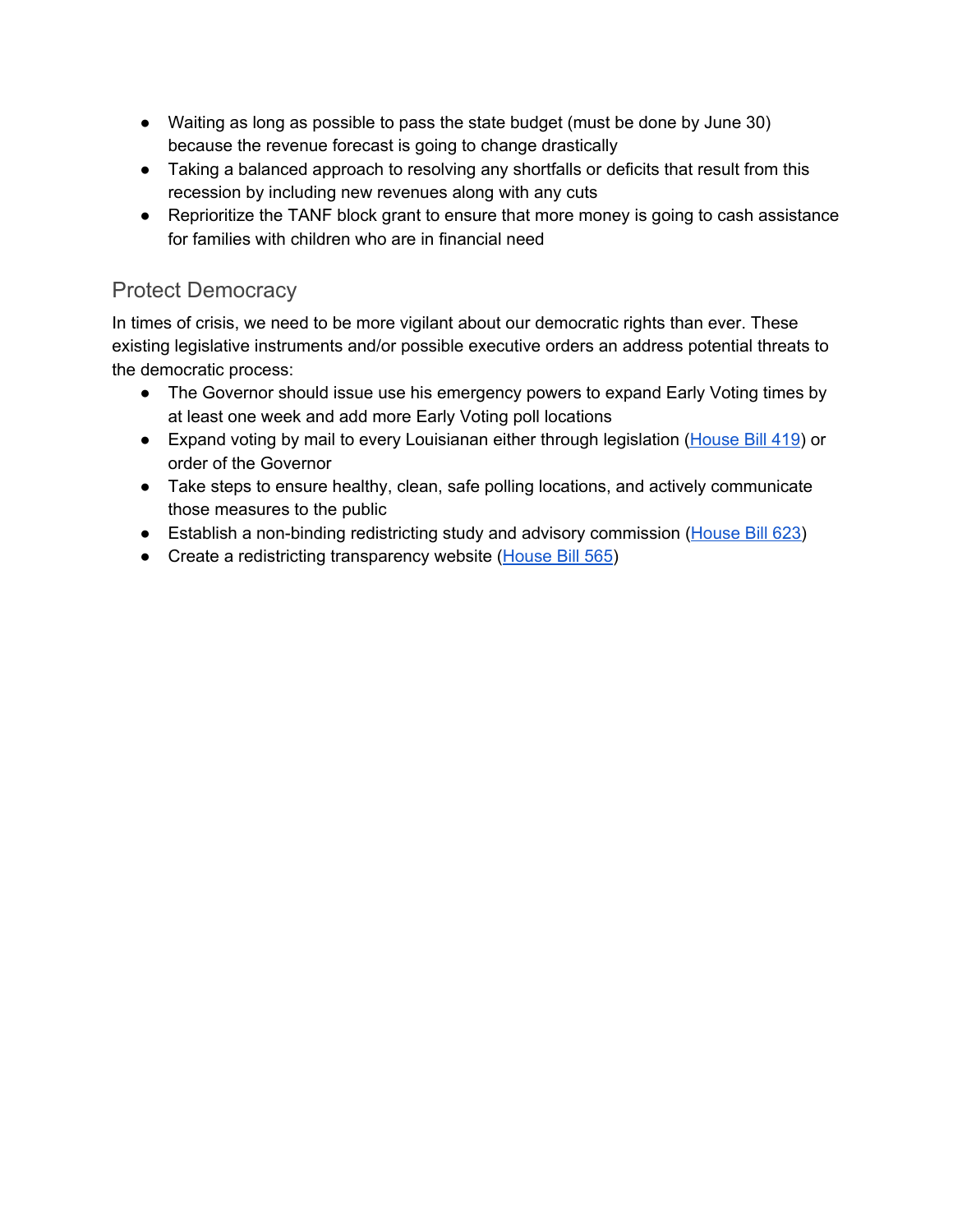- Waiting as long as possible to pass the state budget (must be done by June 30) because the revenue forecast is going to change drastically
- Taking a balanced approach to resolving any shortfalls or deficits that result from this recession by including new revenues along with any cuts
- Reprioritize the TANF block grant to ensure that more money is going to cash assistance for families with children who are in financial need

## Protect Democracy

In times of crisis, we need to be more vigilant about our democratic rights than ever. These existing legislative instruments and/or possible executive orders an address potential threats to the democratic process:

- The Governor should issue use his emergency powers to expand Early Voting times by at least one week and add more Early Voting poll locations
- Expand voting by mail to every Louisianan either through legislation (House Bill 419) or order of the Governor
- Take steps to ensure healthy, clean, safe polling locations, and actively communicate those measures to the public
- Establish a non-binding redistricting study and advisory commission (House Bill 623)
- Create a redistricting transparency website (House Bill 565)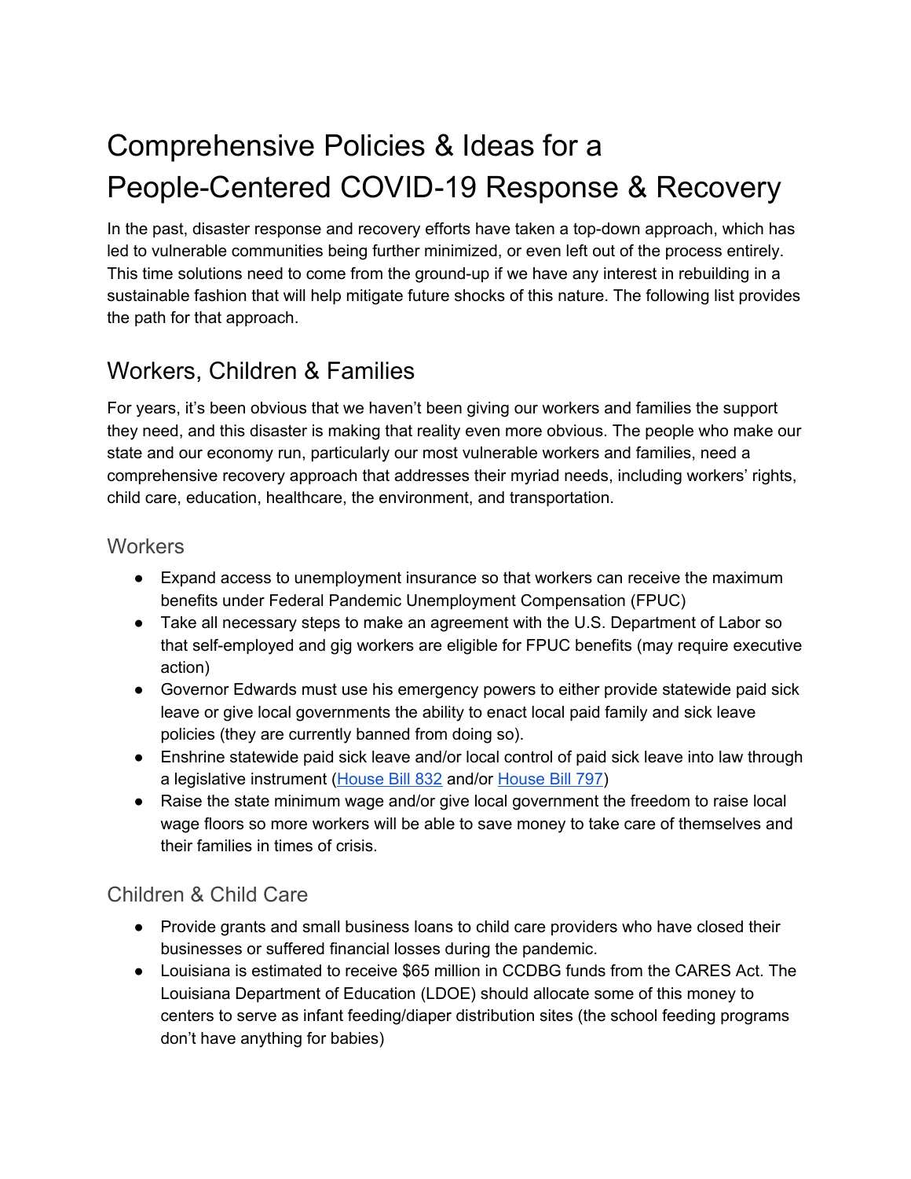# Comprehensive Policies & Ideas for a People-Centered COVID-19 Response & Recovery

In the past, disaster response and recovery efforts have taken a top-down approach, which has led to vulnerable communities being further minimized, or even left out of the process entirely. This time solutions need to come from the ground-up if we have any interest in rebuilding in a sustainable fashion that will help mitigate future shocks of this nature. The following list provides the path for that approach.

## Workers, Children & Families

For years, it's been obvious that we haven't been giving our workers and families the support they need, and this disaster is making that reality even more obvious. The people who make our state and our economy run, particularly our most vulnerable workers and families, need a comprehensive recovery approach that addresses their myriad needs, including workers' rights, child care, education, healthcare, the environment, and transportation.

### Workers

- Expand access to unemployment insurance so that workers can receive the maximum benefits under Federal Pandemic Unemployment Compensation (FPUC)
- Take all necessary steps to make an agreement with the U.S. Department of Labor so that self-employed and gig workers are eligible for FPUC benefits (may require executive action)
- Governor Edwards must use his emergency powers to either provide statewide paid sick leave or give local governments the ability to enact local paid family and sick leave policies (they are currently banned from doing so).
- Enshrine statewide paid sick leave and/or local control of paid sick leave into law through a legislative instrument (House Bill 832 and/or House Bill 797)
- Raise the state minimum wage and/or give local government the freedom to raise local wage floors so more workers will be able to save money to take care of themselves and their families in times of crisis.

### Children & Child Care

- Provide grants and small business loans to child care providers who have closed their businesses or suffered financial losses during the pandemic.
- Louisiana is estimated to receive $65 million in CCDBG funds from the CARES Act. The Louisiana Department of Education (LDOE) should allocate some of this money to centers to serve as infant feeding/diaper distribution sites (the school feeding programs don't have anything for babies)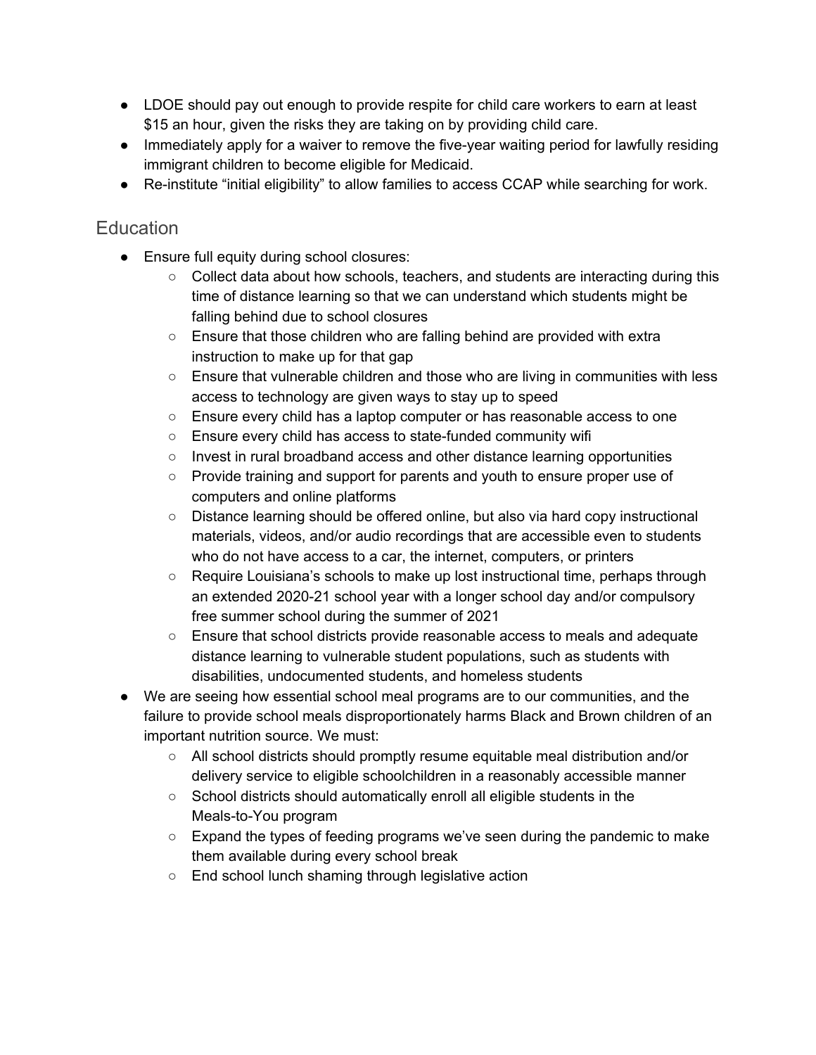- LDOE should pay out enough to provide respite for child care workers to earn at least $15 an hour, given the risks they are taking on by providing child care.
- Immediately apply for a waiver to remove the five-year waiting period for lawfully residing immigrant children to become eligible for Medicaid.
- Re-institute "initial eligibility" to allow families to access CCAP while searching for work.

## Education

- Ensure full equity during school closures:
    - Collect data about how schools, teachers, and students are interacting during this time of distance learning so that we can understand which students might be falling behind due to school closures
    - Ensure that those children who are falling behind are provided with extra instruction to make up for that gap
    - Ensure that vulnerable children and those who are living in communities with less access to technology are given ways to stay up to speed
    - Ensure every child has a laptop computer or has reasonable access to one
    - Ensure every child has access to state-funded community wifi
    - Invest in rural broadband access and other distance learning opportunities
    - Provide training and support for parents and youth to ensure proper use of computers and online platforms
    - Distance learning should be offered online, but also via hard copy instructional materials, videos, and/or audio recordings that are accessible even to students who do not have access to a car, the internet, computers, or printers
    - Require Louisiana's schools to make up lost instructional time, perhaps through an extended 2020-21 school year with a longer school day and/or compulsory free summer school during the summer of 2021
    - Ensure that school districts provide reasonable access to meals and adequate distance learning to vulnerable student populations, such as students with disabilities, undocumented students, and homeless students
- We are seeing how essential school meal programs are to our communities, and the failure to provide school meals disproportionately harms Black and Brown children of an important nutrition source. We must:
    - All school districts should promptly resume equitable meal distribution and/or delivery service to eligible schoolchildren in a reasonably accessible manner
    - School districts should automatically enroll all eligible students in the Meals-to-You program
    - Expand the types of feeding programs we've seen during the pandemic to make them available during every school break
    - End school lunch shaming through legislative action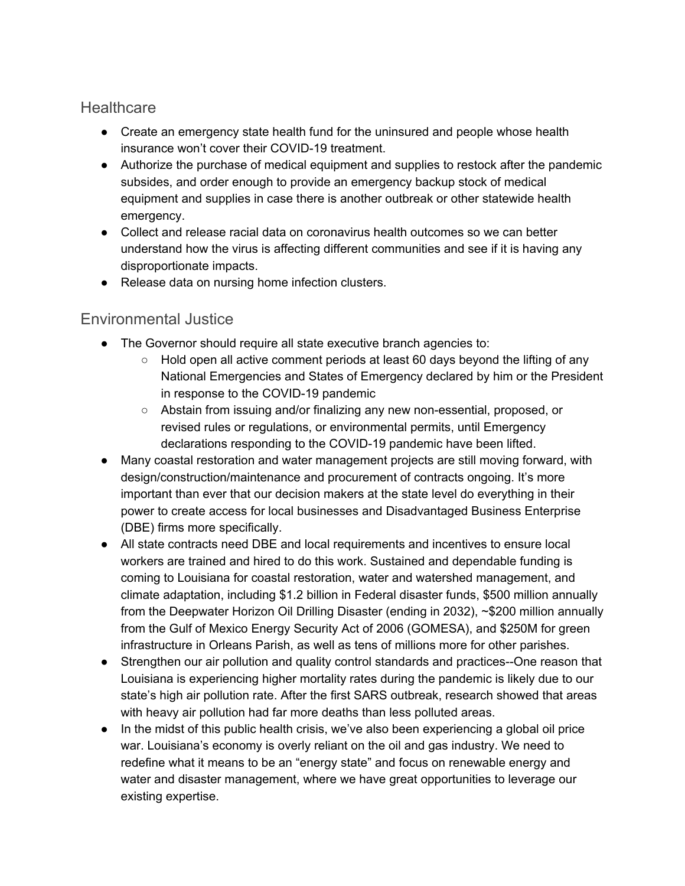## Healthcare

- Create an emergency state health fund for the uninsured and people whose health insurance won't cover their COVID-19 treatment.
- Authorize the purchase of medical equipment and supplies to restock after the pandemic subsides, and order enough to provide an emergency backup stock of medical equipment and supplies in case there is another outbreak or other statewide health emergency.
- Collect and release racial data on coronavirus health outcomes so we can better understand how the virus is affecting different communities and see if it is having any disproportionate impacts.
- Release data on nursing home infection clusters.

## Environmental Justice

- The Governor should require all state executive branch agencies to:
    - Hold open all active comment periods at least 60 days beyond the lifting of any National Emergencies and States of Emergency declared by him or the President in response to the COVID-19 pandemic
    - Abstain from issuing and/or finalizing any new non-essential, proposed, or revised rules or regulations, or environmental permits, until Emergency declarations responding to the COVID-19 pandemic have been lifted.
- Many coastal restoration and water management projects are still moving forward, with design/construction/maintenance and procurement of contracts ongoing. It's more important than ever that our decision makers at the state level do everything in their power to create access for local businesses and Disadvantaged Business Enterprise (DBE) firms more specifically.
- All state contracts need DBE and local requirements and incentives to ensure local workers are trained and hired to do this work. Sustained and dependable funding is coming to Louisiana for coastal restoration, water and watershed management, and climate adaptation, including $1.2 billion in Federal disaster funds, $500 million annually from the Deepwater Horizon Oil Drilling Disaster (ending in 2032), ~$200 million annually from the Gulf of Mexico Energy Security Act of 2006 (GOMESA), and $250M for green infrastructure in Orleans Parish, as well as tens of millions more for other parishes.
- Strengthen our air pollution and quality control standards and practices--One reason that Louisiana is experiencing higher mortality rates during the pandemic is likely due to our state's high air pollution rate. After the first SARS outbreak, research showed that areas with heavy air pollution had far more deaths than less polluted areas.
- In the midst of this public health crisis, we've also been experiencing a global oil price war. Louisiana's economy is overly reliant on the oil and gas industry. We need to redefine what it means to be an "energy state" and focus on renewable energy and water and disaster management, where we have great opportunities to leverage our existing expertise.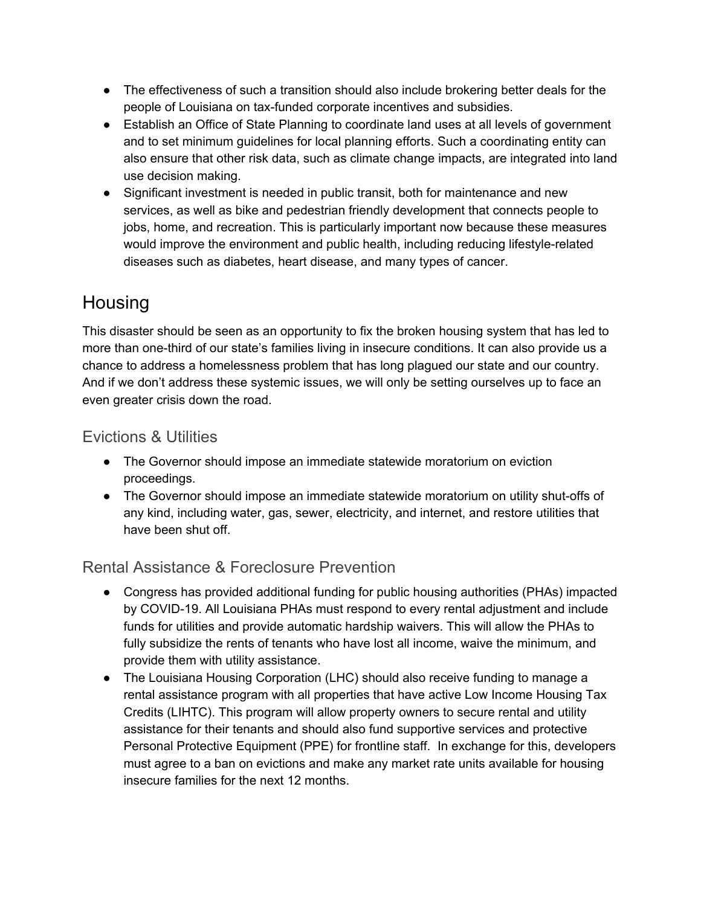- The effectiveness of such a transition should also include brokering better deals for the people of Louisiana on tax-funded corporate incentives and subsidies.
- Establish an Office of State Planning to coordinate land uses at all levels of government and to set minimum guidelines for local planning efforts. Such a coordinating entity can also ensure that other risk data, such as climate change impacts, are integrated into land use decision making.
- Significant investment is needed in public transit, both for maintenance and new services, as well as bike and pedestrian friendly development that connects people to jobs, home, and recreation. This is particularly important now because these measures would improve the environment and public health, including reducing lifestyle-related diseases such as diabetes, heart disease, and many types of cancer.

## Housing

This disaster should be seen as an opportunity to fix the broken housing system that has led to more than one-third of our state's families living in insecure conditions. It can also provide us a chance to address a homelessness problem that has long plagued our state and our country. And if we don't address these systemic issues, we will only be setting ourselves up to face an even greater crisis down the road.

### Evictions & Utilities

- The Governor should impose an immediate statewide moratorium on eviction proceedings.
- The Governor should impose an immediate statewide moratorium on utility shut-offs of any kind, including water, gas, sewer, electricity, and internet, and restore utilities that have been shut off.

### Rental Assistance & Foreclosure Prevention

- Congress has provided additional funding for public housing authorities (PHAs) impacted by COVID-19. All Louisiana PHAs must respond to every rental adjustment and include funds for utilities and provide automatic hardship waivers. This will allow the PHAs to fully subsidize the rents of tenants who have lost all income, waive the minimum, and provide them with utility assistance.
- The Louisiana Housing Corporation (LHC) should also receive funding to manage a rental assistance program with all properties that have active Low Income Housing Tax Credits (LIHTC). This program will allow property owners to secure rental and utility assistance for their tenants and should also fund supportive services and protective Personal Protective Equipment (PPE) for frontline staff. In exchange for this, developers must agree to a ban on evictions and make any market rate units available for housing insecure families for the next 12 months.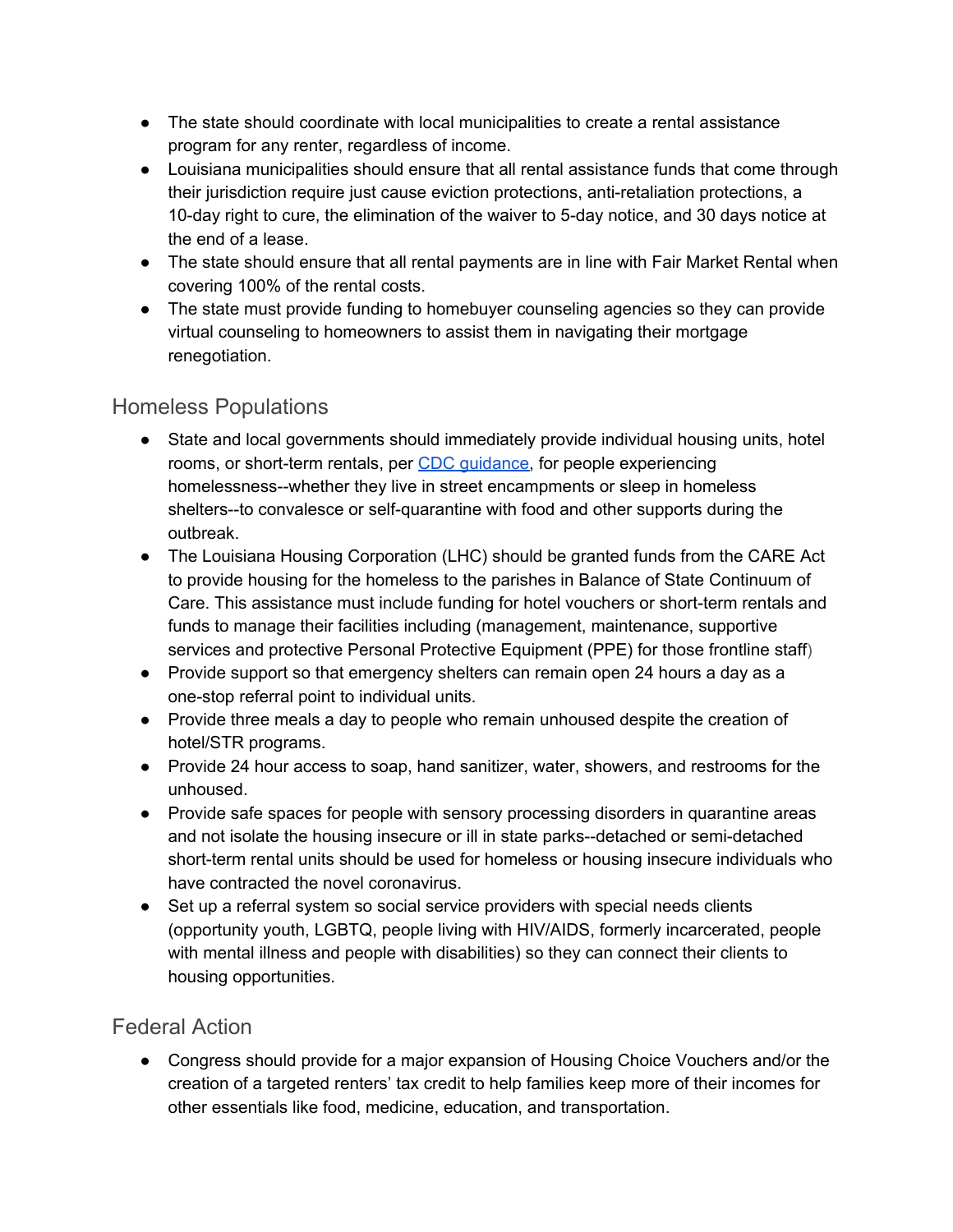- The state should coordinate with local municipalities to create a rental assistance program for any renter, regardless of income.
- Louisiana municipalities should ensure that all rental assistance funds that come through their jurisdiction require just cause eviction protections, anti-retaliation protections, a 10-day right to cure, the elimination of the waiver to 5-day notice, and 30 days notice at the end of a lease.
- The state should ensure that all rental payments are in line with Fair Market Rental when covering 100% of the rental costs.
- The state must provide funding to homebuyer counseling agencies so they can provide virtual counseling to homeowners to assist them in navigating their mortgage renegotiation.

## Homeless Populations

- State and local governments should immediately provide individual housing units, hotel rooms, or short-term rentals, per CDC guidance, for people experiencing homelessness--whether they live in street encampments or sleep in homeless shelters--to convalesce or self-quarantine with food and other supports during the outbreak.
- The Louisiana Housing Corporation (LHC) should be granted funds from the CARE Act to provide housing for the homeless to the parishes in Balance of State Continuum of Care. This assistance must include funding for hotel vouchers or short-term rentals and funds to manage their facilities including (management, maintenance, supportive services and protective Personal Protective Equipment (PPE) for those frontline staff)
- Provide support so that emergency shelters can remain open 24 hours a day as a one-stop referral point to individual units.
- Provide three meals a day to people who remain unhoused despite the creation of hotel/STR programs.
- Provide 24 hour access to soap, hand sanitizer, water, showers, and restrooms for the unhoused.
- Provide safe spaces for people with sensory processing disorders in quarantine areas and not isolate the housing insecure or ill in state parks--detached or semi-detached short-term rental units should be used for homeless or housing insecure individuals who have contracted the novel coronavirus.
- Set up a referral system so social service providers with special needs clients (opportunity youth, LGBTQ, people living with HIV/AIDS, formerly incarcerated, people with mental illness and people with disabilities) so they can connect their clients to housing opportunities.

## Federal Action

- Congress should provide for a major expansion of Housing Choice Vouchers and/or the creation of a targeted renters' tax credit to help families keep more of their incomes for other essentials like food, medicine, education, and transportation.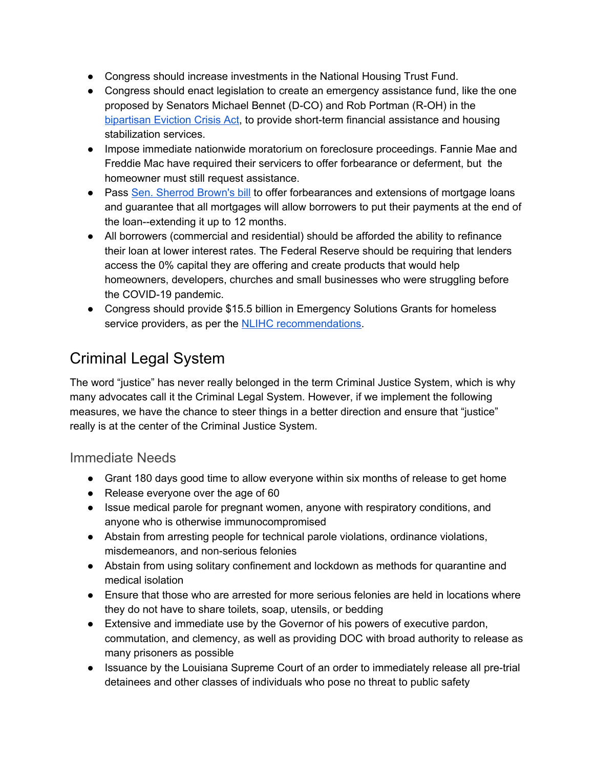- Congress should increase investments in the National Housing Trust Fund.
- Congress should enact legislation to create an emergency assistance fund, like the one proposed by Senators Michael Bennet (D-CO) and Rob Portman (R-OH) in the bipartisan Eviction Crisis Act, to provide short-term financial assistance and housing stabilization services.
- Impose immediate nationwide moratorium on foreclosure proceedings. Fannie Mae and Freddie Mac have required their servicers to offer forbearance or deferment, but the homeowner must still request assistance.
- Pass Sen. Sherrod Brown's bill to offer forbearances and extensions of mortgage loans and guarantee that all mortgages will allow borrowers to put their payments at the end of the loan--extending it up to 12 months.
- All borrowers (commercial and residential) should be afforded the ability to refinance their loan at lower interest rates. The Federal Reserve should be requiring that lenders access the 0% capital they are offering and create products that would help homeowners, developers, churches and small businesses who were struggling before the COVID-19 pandemic.
- Congress should provide $15.5 billion in Emergency Solutions Grants for homeless service providers, as per the NLIHC recommendations.

## Criminal Legal System

The word "justice" has never really belonged in the term Criminal Justice System, which is why many advocates call it the Criminal Legal System. However, if we implement the following measures, we have the chance to steer things in a better direction and ensure that "justice" really is at the center of the Criminal Justice System.

### Immediate Needs

- Grant 180 days good time to allow everyone within six months of release to get home
- Release everyone over the age of 60
- Issue medical parole for pregnant women, anyone with respiratory conditions, and anyone who is otherwise immunocompromised
- Abstain from arresting people for technical parole violations, ordinance violations, misdemeanors, and non-serious felonies
- Abstain from using solitary confinement and lockdown as methods for quarantine and medical isolation
- Ensure that those who are arrested for more serious felonies are held in locations where they do not have to share toilets, soap, utensils, or bedding
- Extensive and immediate use by the Governor of his powers of executive pardon, commutation, and clemency, as well as providing DOC with broad authority to release as many prisoners as possible
- Issuance by the Louisiana Supreme Court of an order to immediately release all pre-trial detainees and other classes of individuals who pose no threat to public safety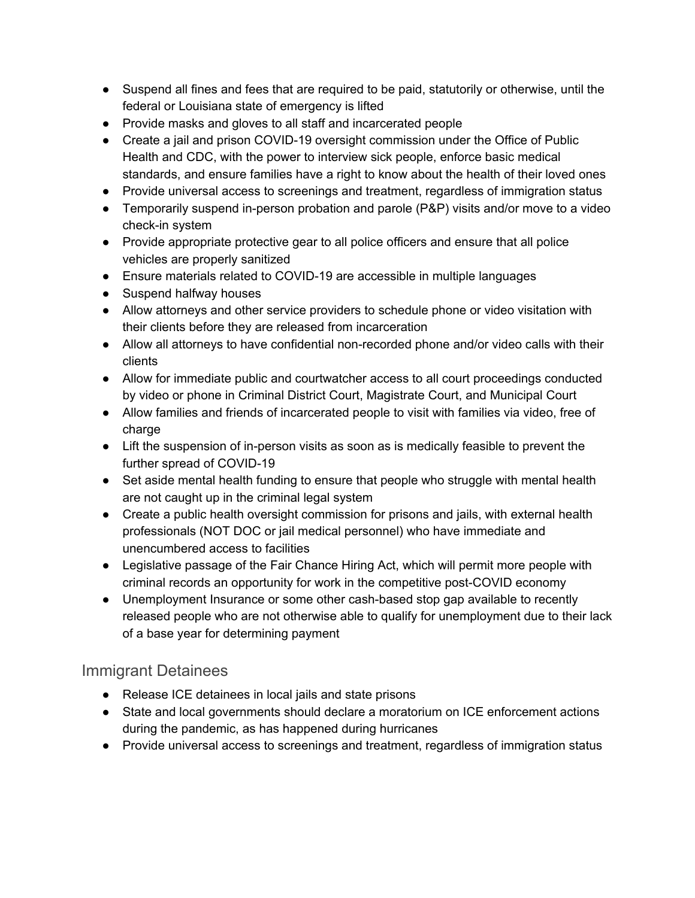- Suspend all fines and fees that are required to be paid, statutorily or otherwise, until the federal or Louisiana state of emergency is lifted
- Provide masks and gloves to all staff and incarcerated people
- Create a jail and prison COVID-19 oversight commission under the Office of Public Health and CDC, with the power to interview sick people, enforce basic medical standards, and ensure families have a right to know about the health of their loved ones
- Provide universal access to screenings and treatment, regardless of immigration status
- Temporarily suspend in-person probation and parole (P&P) visits and/or move to a video check-in system
- Provide appropriate protective gear to all police officers and ensure that all police vehicles are properly sanitized
- Ensure materials related to COVID-19 are accessible in multiple languages
- Suspend halfway houses
- Allow attorneys and other service providers to schedule phone or video visitation with their clients before they are released from incarceration
- Allow all attorneys to have confidential non-recorded phone and/or video calls with their clients
- Allow for immediate public and courtwatcher access to all court proceedings conducted by video or phone in Criminal District Court, Magistrate Court, and Municipal Court
- Allow families and friends of incarcerated people to visit with families via video, free of charge
- Lift the suspension of in-person visits as soon as is medically feasible to prevent the further spread of COVID-19
- Set aside mental health funding to ensure that people who struggle with mental health are not caught up in the criminal legal system
- Create a public health oversight commission for prisons and jails, with external health professionals (NOT DOC or jail medical personnel) who have immediate and unencumbered access to facilities
- Legislative passage of the Fair Chance Hiring Act, which will permit more people with criminal records an opportunity for work in the competitive post-COVID economy
- Unemployment Insurance or some other cash-based stop gap available to recently released people who are not otherwise able to qualify for unemployment due to their lack of a base year for determining payment

## Immigrant Detainees

- Release ICE detainees in local jails and state prisons
- State and local governments should declare a moratorium on ICE enforcement actions during the pandemic, as has happened during hurricanes
- Provide universal access to screenings and treatment, regardless of immigration status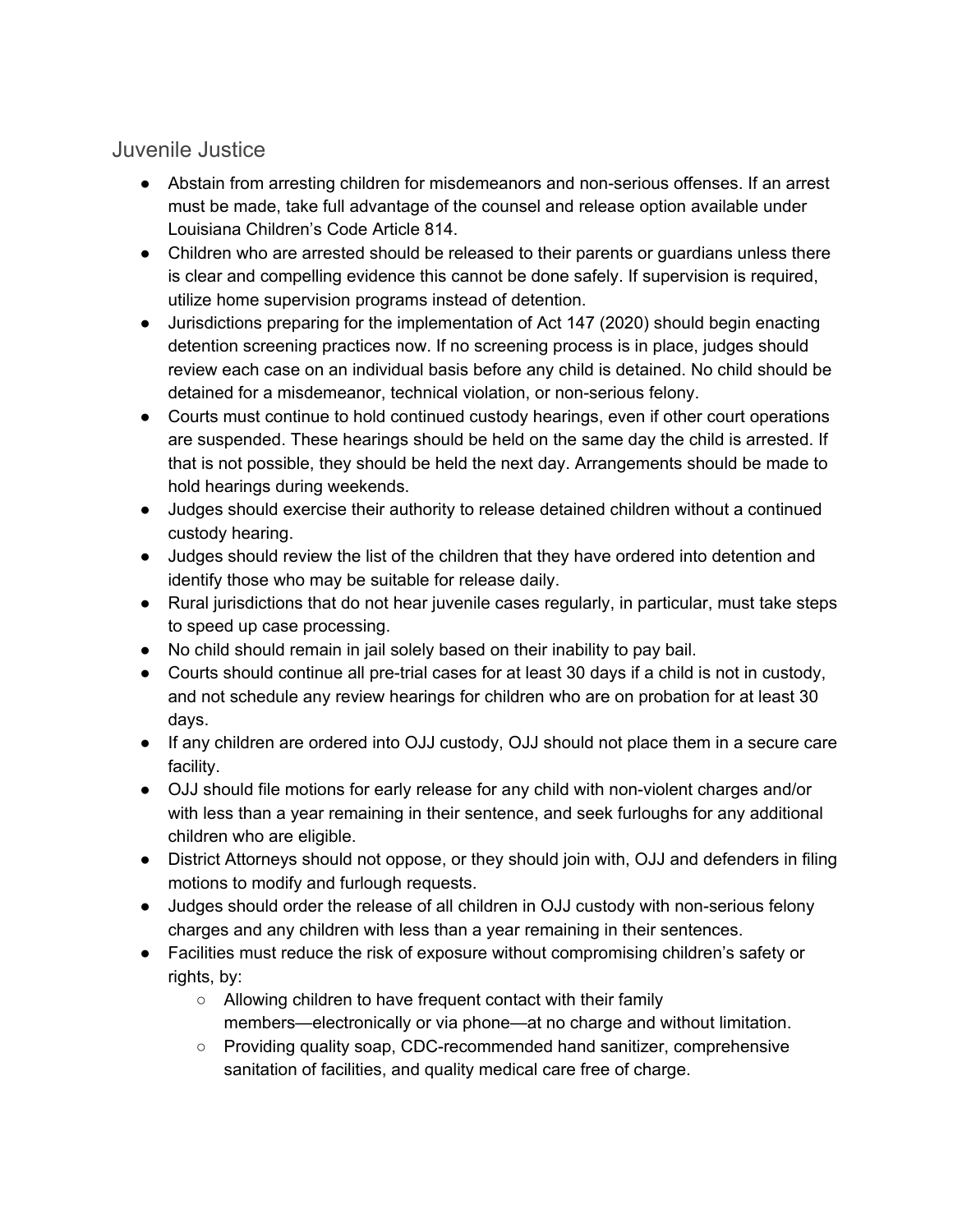## Juvenile Justice

- Abstain from arresting children for misdemeanors and non-serious offenses. If an arrest must be made, take full advantage of the counsel and release option available under Louisiana Children's Code Article 814.
- Children who are arrested should be released to their parents or guardians unless there is clear and compelling evidence this cannot be done safely. If supervision is required, utilize home supervision programs instead of detention.
- Jurisdictions preparing for the implementation of Act 147 (2020) should begin enacting detention screening practices now. If no screening process is in place, judges should review each case on an individual basis before any child is detained. No child should be detained for a misdemeanor, technical violation, or non-serious felony.
- Courts must continue to hold continued custody hearings, even if other court operations are suspended. These hearings should be held on the same day the child is arrested. If that is not possible, they should be held the next day. Arrangements should be made to hold hearings during weekends.
- Judges should exercise their authority to release detained children without a continued custody hearing.
- Judges should review the list of the children that they have ordered into detention and identify those who may be suitable for release daily.
- Rural jurisdictions that do not hear juvenile cases regularly, in particular, must take steps to speed up case processing.
- No child should remain in jail solely based on their inability to pay bail.
- Courts should continue all pre-trial cases for at least 30 days if a child is not in custody, and not schedule any review hearings for children who are on probation for at least 30 days.
- If any children are ordered into OJJ custody, OJJ should not place them in a secure care facility.
- OJJ should file motions for early release for any child with non-violent charges and/or with less than a year remaining in their sentence, and seek furloughs for any additional children who are eligible.
- District Attorneys should not oppose, or they should join with, OJJ and defenders in filing motions to modify and furlough requests.
- Judges should order the release of all children in OJJ custody with non-serious felony charges and any children with less than a year remaining in their sentences.
- Facilities must reduce the risk of exposure without compromising children's safety or rights, by:
  - Allowing children to have frequent contact with their family members—electronically or via phone—at no charge and without limitation.
  - Providing quality soap, CDC-recommended hand sanitizer, comprehensive sanitation of facilities, and quality medical care free of charge.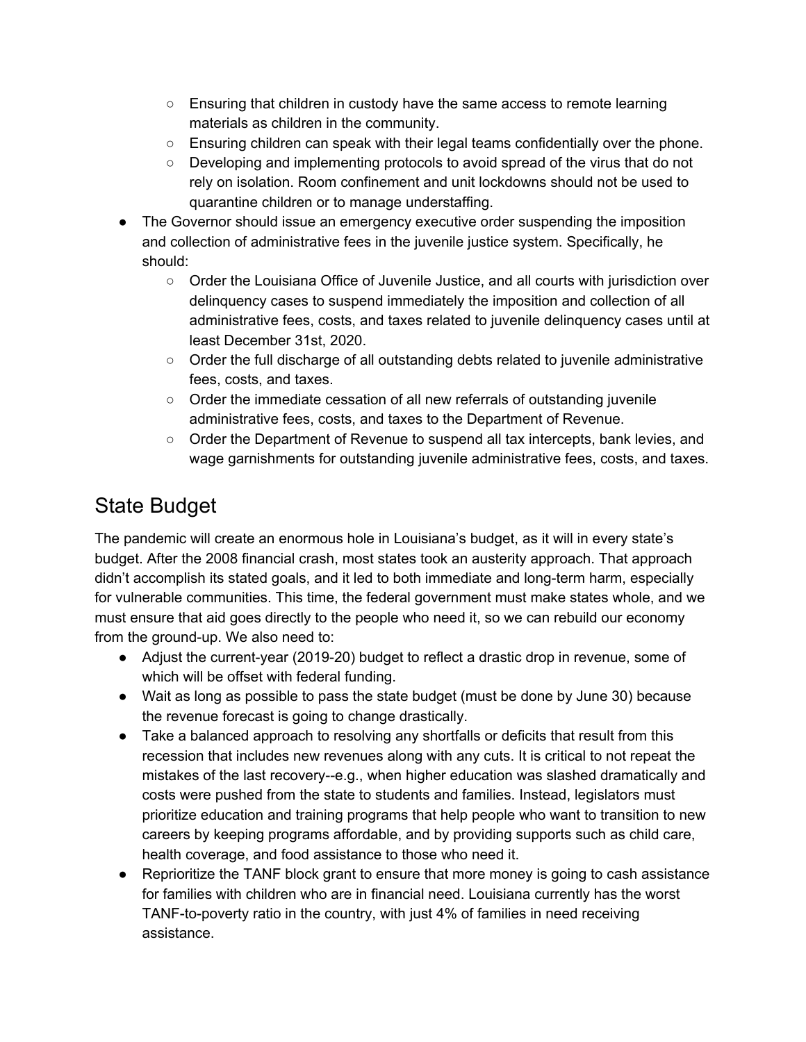- Ensuring that children in custody have the same access to remote learning materials as children in the community.
  - Ensuring children can speak with their legal teams confidentially over the phone.
  - Developing and implementing protocols to avoid spread of the virus that do not rely on isolation. Room confinement and unit lockdowns should not be used to quarantine children or to manage understaffing.
- The Governor should issue an emergency executive order suspending the imposition and collection of administrative fees in the juvenile justice system. Specifically, he should:
  - Order the Louisiana Office of Juvenile Justice, and all courts with jurisdiction over delinquency cases to suspend immediately the imposition and collection of all administrative fees, costs, and taxes related to juvenile delinquency cases until at least December 31st, 2020.
  - Order the full discharge of all outstanding debts related to juvenile administrative fees, costs, and taxes.
  - Order the immediate cessation of all new referrals of outstanding juvenile administrative fees, costs, and taxes to the Department of Revenue.
  - Order the Department of Revenue to suspend all tax intercepts, bank levies, and wage garnishments for outstanding juvenile administrative fees, costs, and taxes.

## State Budget

The pandemic will create an enormous hole in Louisiana's budget, as it will in every state's budget. After the 2008 financial crash, most states took an austerity approach. That approach didn't accomplish its stated goals, and it led to both immediate and long-term harm, especially for vulnerable communities. This time, the federal government must make states whole, and we must ensure that aid goes directly to the people who need it, so we can rebuild our economy from the ground-up. We also need to:

- Adjust the current-year (2019-20) budget to reflect a drastic drop in revenue, some of which will be offset with federal funding.
- Wait as long as possible to pass the state budget (must be done by June 30) because the revenue forecast is going to change drastically.
- Take a balanced approach to resolving any shortfalls or deficits that result from this recession that includes new revenues along with any cuts. It is critical to not repeat the mistakes of the last recovery--e.g., when higher education was slashed dramatically and costs were pushed from the state to students and families. Instead, legislators must prioritize education and training programs that help people who want to transition to new careers by keeping programs affordable, and by providing supports such as child care, health coverage, and food assistance to those who need it.
- Reprioritize the TANF block grant to ensure that more money is going to cash assistance for families with children who are in financial need. Louisiana currently has the worst TANF-to-poverty ratio in the country, with just 4% of families in need receiving assistance.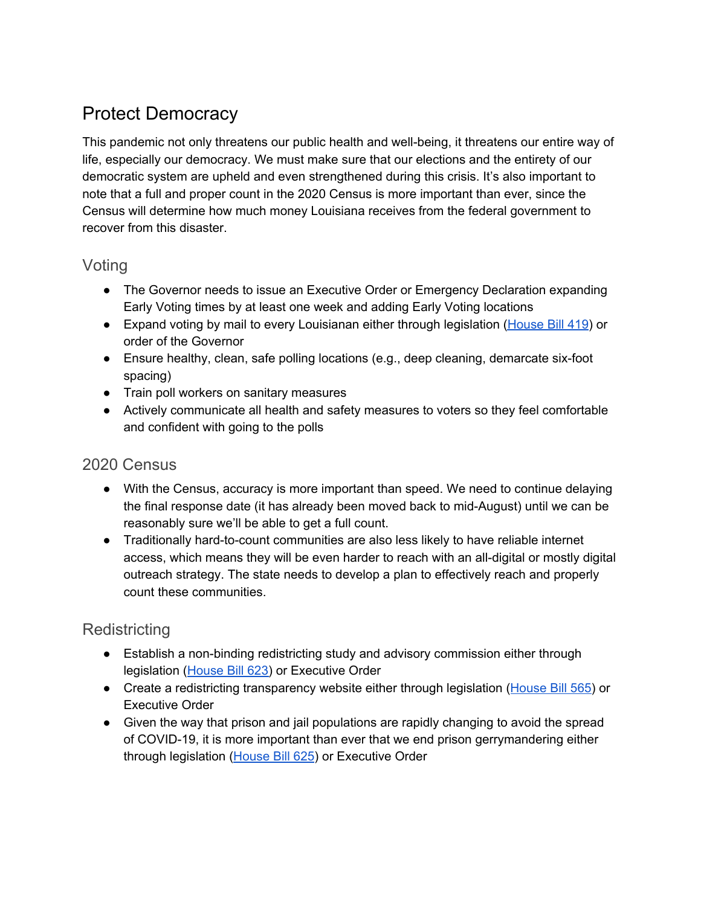# Protect Democracy

This pandemic not only threatens our public health and well-being, it threatens our entire way of life, especially our democracy. We must make sure that our elections and the entirety of our democratic system are upheld and even strengthened during this crisis. It's also important to note that a full and proper count in the 2020 Census is more important than ever, since the Census will determine how much money Louisiana receives from the federal government to recover from this disaster.

## Voting

- The Governor needs to issue an Executive Order or Emergency Declaration expanding Early Voting times by at least one week and adding Early Voting locations
- Expand voting by mail to every Louisianan either through legislation (House Bill 419) or order of the Governor
- Ensure healthy, clean, safe polling locations (e.g., deep cleaning, demarcate six-foot spacing)
- Train poll workers on sanitary measures
- Actively communicate all health and safety measures to voters so they feel comfortable and confident with going to the polls

## 2020 Census

- With the Census, accuracy is more important than speed. We need to continue delaying the final response date (it has already been moved back to mid-August) until we can be reasonably sure we'll be able to get a full count.
- Traditionally hard-to-count communities are also less likely to have reliable internet access, which means they will be even harder to reach with an all-digital or mostly digital outreach strategy. The state needs to develop a plan to effectively reach and properly count these communities.

## Redistricting

- Establish a non-binding redistricting study and advisory commission either through legislation (House Bill 623) or Executive Order
- Create a redistricting transparency website either through legislation (House Bill 565) or Executive Order
- Given the way that prison and jail populations are rapidly changing to avoid the spread of COVID-19, it is more important than ever that we end prison gerrymandering either through legislation (House Bill 625) or Executive Order